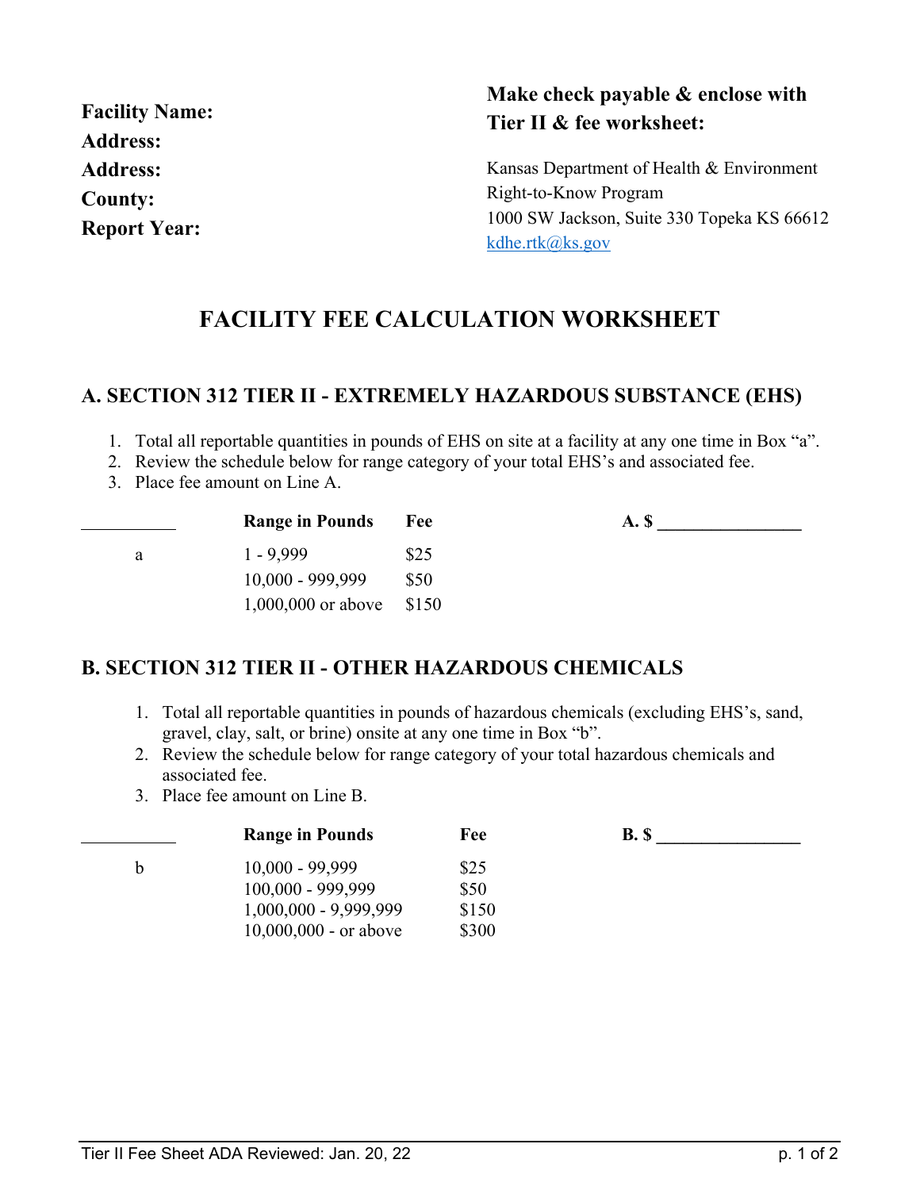**Facility Name:**
**Address:**
**Address:**
**County:**
**Report Year:**

**Make check payable & enclose with Tier II & fee worksheet:**

Kansas Department of Health & Environment
Right-to-Know Program
1000 SW Jackson, Suite 330 Topeka KS 66612
kdhe.rtk@ks.gov

# FACILITY FEE CALCULATION WORKSHEET

## A. SECTION 312 TIER II - EXTREMELY HAZARDOUS SUBSTANCE (EHS)

1. Total all reportable quantities in pounds of EHS on site at a facility at any one time in Box "a".
2. Review the schedule below for range category of your total EHS's and associated fee.
3. Place fee amount on Line A.

| ___________ | Range in Pounds | Fee |
|---|---|---|
| a | 1 - 9,999 | $25 |
| | 10,000 - 999,999 | $50 |
| | 1,000,000 or above | $150 |

**A. $ ________________**

## B. SECTION 312 TIER II - OTHER HAZARDOUS CHEMICALS

1. Total all reportable quantities in pounds of hazardous chemicals (excluding EHS's, sand, gravel, clay, salt, or brine) onsite at any one time in Box "b".
2. Review the schedule below for range category of your total hazardous chemicals and associated fee.
3. Place fee amount on Line B.

| ___________ | Range in Pounds | Fee |
|---|---|---|
| b | 10,000 - 99,999 | $25 |
| | 100,000 - 999,999 | $50 |
| | 1,000,000 - 9,999,999 | $150 |
| | 10,000,000 - or above | $300 |

**B. $ ________________**

Tier II Fee Sheet ADA Reviewed: Jan. 20, 22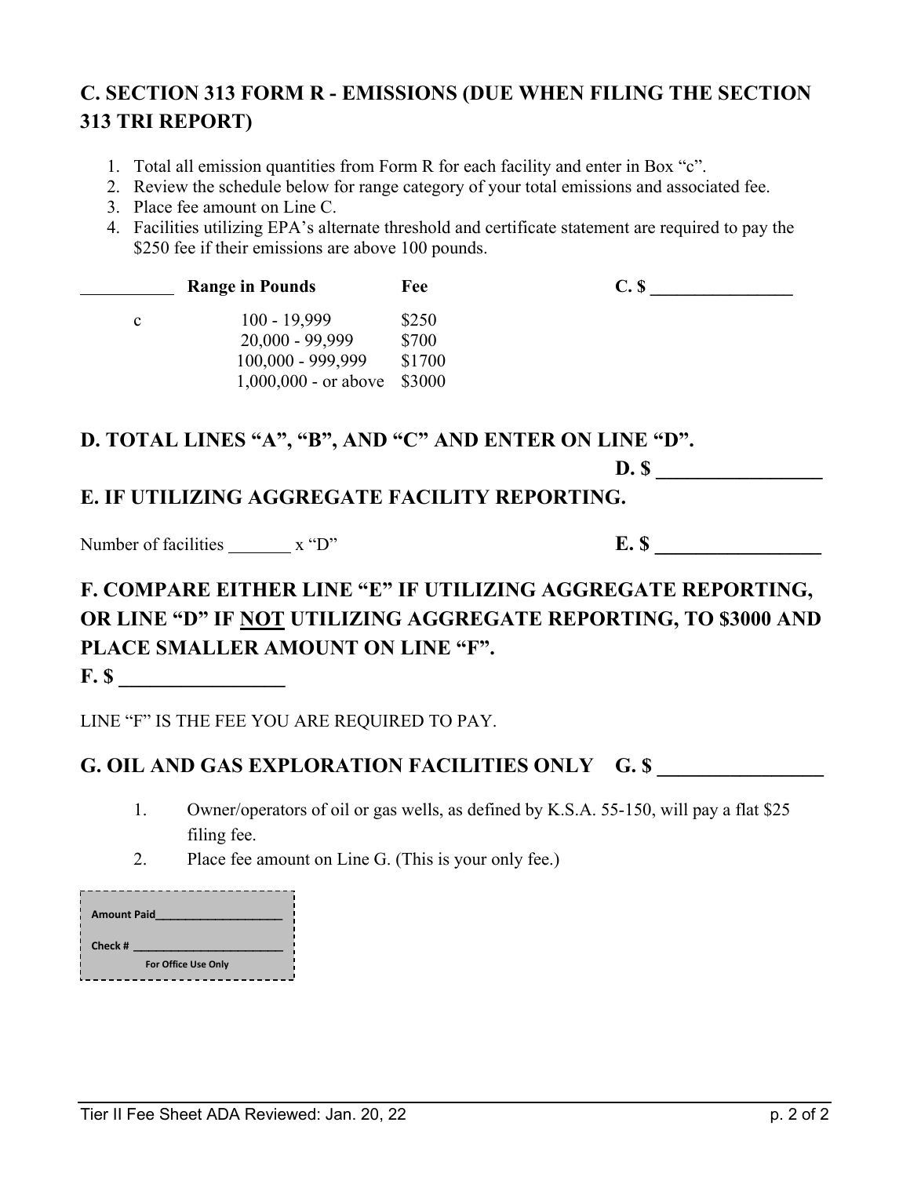## C. SECTION 313 FORM R - EMISSIONS (DUE WHEN FILING THE SECTION 313 TRI REPORT)

1. Total all emission quantities from Form R for each facility and enter in Box “c”.
2. Review the schedule below for range category of your total emissions and associated fee.
3. Place fee amount on Line C.
4. Facilities utilizing EPA’s alternate threshold and certificate statement are required to pay the $250 fee if their emissions are above 100 pounds.

| __________ | Range in Pounds | Fee |
|---|---|---|
| c | 100 - 19,999 | $250 |
| | 20,000 - 99,999 | $700 |
| | 100,000 - 999,999 | $1700 |
| | 1,000,000 - or above | $3000 |

**C. $ ________________**

## D. TOTAL LINES “A”, “B”, AND “C” AND ENTER ON LINE “D”.

**D. $ _________________**

## E. IF UTILIZING AGGREGATE FACILITY REPORTING.

Number of facilities _______ x “D” **E. $ _________________**

## F. COMPARE EITHER LINE “E” IF UTILIZING AGGREGATE REPORTING, OR LINE “D” IF NOT UTILIZING AGGREGATE REPORTING, TO $3000 AND PLACE SMALLER AMOUNT ON LINE “F”.

**F. $ ________________**

LINE “F” IS THE FEE YOU ARE REQUIRED TO PAY.

## G. OIL AND GAS EXPLORATION FACILITIES ONLY G. $ ________________

1. Owner/operators of oil or gas wells, as defined by K.S.A. 55-150, will pay a flat $25 filing fee.
2. Place fee amount on Line G. (This is your only fee.)

**Amount Paid____________________**

**Check # ________________________**

**For Office Use Only**